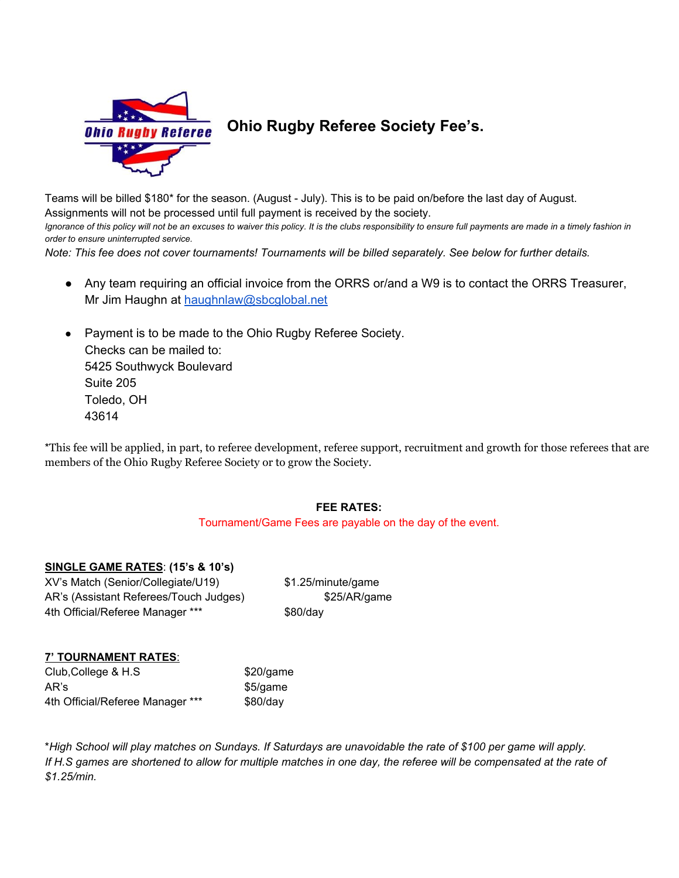# Ohio Rugby Referee Society Fee's.

Teams will be billed $180* for the season. (August - July). This is to be paid on/before the last day of August. Assignments will not be processed until full payment is received by the society.

*Ignorance of this policy will not be an excuses to waiver this policy. It is the clubs responsibility to ensure full payments are made in a timely fashion in order to ensure uninterrupted service.*

*Note: This fee does not cover tournaments! Tournaments will be billed separately. See below for further details.*

- Any team requiring an official invoice from the ORRS or/and a W9 is to contact the ORRS Treasurer, Mr Jim Haughn at haughnlaw@sbcglobal.net

- Payment is to be made to the Ohio Rugby Referee Society.
  Checks can be mailed to:
  5425 Southwyck Boulevard
  Suite 205
  Toledo, OH
  43614

*This fee will be applied, in part, to referee development, referee support, recruitment and growth for those referees that are members of the Ohio Rugby Referee Society or to grow the Society.

**FEE RATES:**

Tournament/Game Fees are payable on the day of the event.

**SINGLE GAME RATES: (15's & 10's)**

| | |
|---|---|
| XV's Match (Senior/Collegiate/U19) | $1.25/minute/game |
| AR's (Assistant Referees/Touch Judges) | $25/AR/game |
| 4th Official/Referee Manager *** | $80/day |

**7' TOURNAMENT RATES:**

| | |
|---|---|
| Club,College & H.S | $20/game |
| AR's | $5/game |
| 4th Official/Referee Manager *** | $80/day |

**High School will play matches on Sundays. If Saturdays are unavoidable the rate of $100 per game will apply. If H.S games are shortened to allow for multiple matches in one day, the referee will be compensated at the rate of $1.25/min.*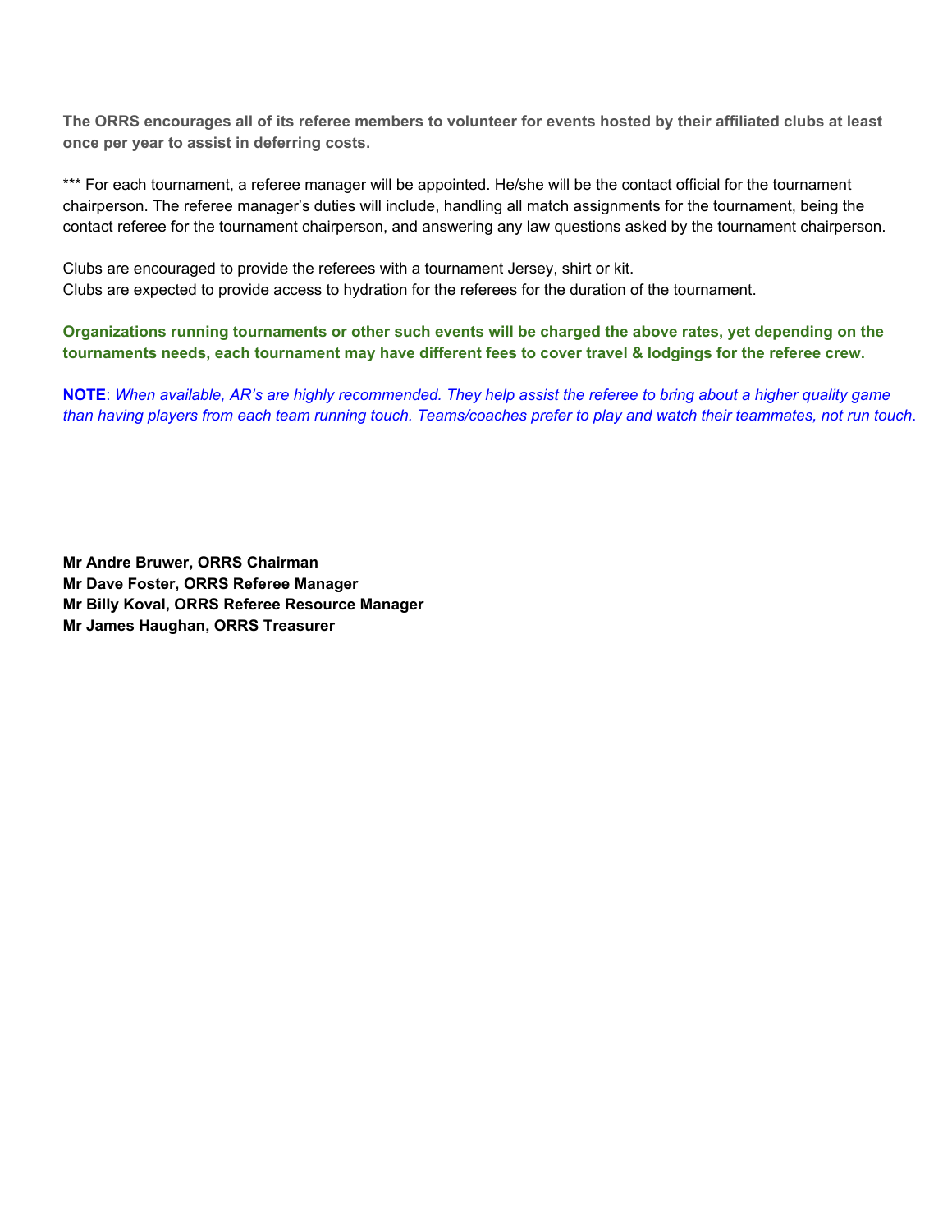**The ORRS encourages all of its referee members to volunteer for events hosted by their affiliated clubs at least once per year to assist in deferring costs.**

*** For each tournament, a referee manager will be appointed. He/she will be the contact official for the tournament chairperson. The referee manager's duties will include, handling all match assignments for the tournament, being the contact referee for the tournament chairperson, and answering any law questions asked by the tournament chairperson.

Clubs are encouraged to provide the referees with a tournament Jersey, shirt or kit.
Clubs are expected to provide access to hydration for the referees for the duration of the tournament.

**Organizations running tournaments or other such events will be charged the above rates, yet depending on the tournaments needs, each tournament may have different fees to cover travel & lodgings for the referee crew.**

**NOTE**: *When available, AR's are highly recommended. They help assist the referee to bring about a higher quality game than having players from each team running touch. Teams/coaches prefer to play and watch their teammates, not run touch*.

**Mr Andre Bruwer, ORRS Chairman**
**Mr Dave Foster, ORRS Referee Manager**
**Mr Billy Koval, ORRS Referee Resource Manager**
**Mr James Haughan, ORRS Treasurer**